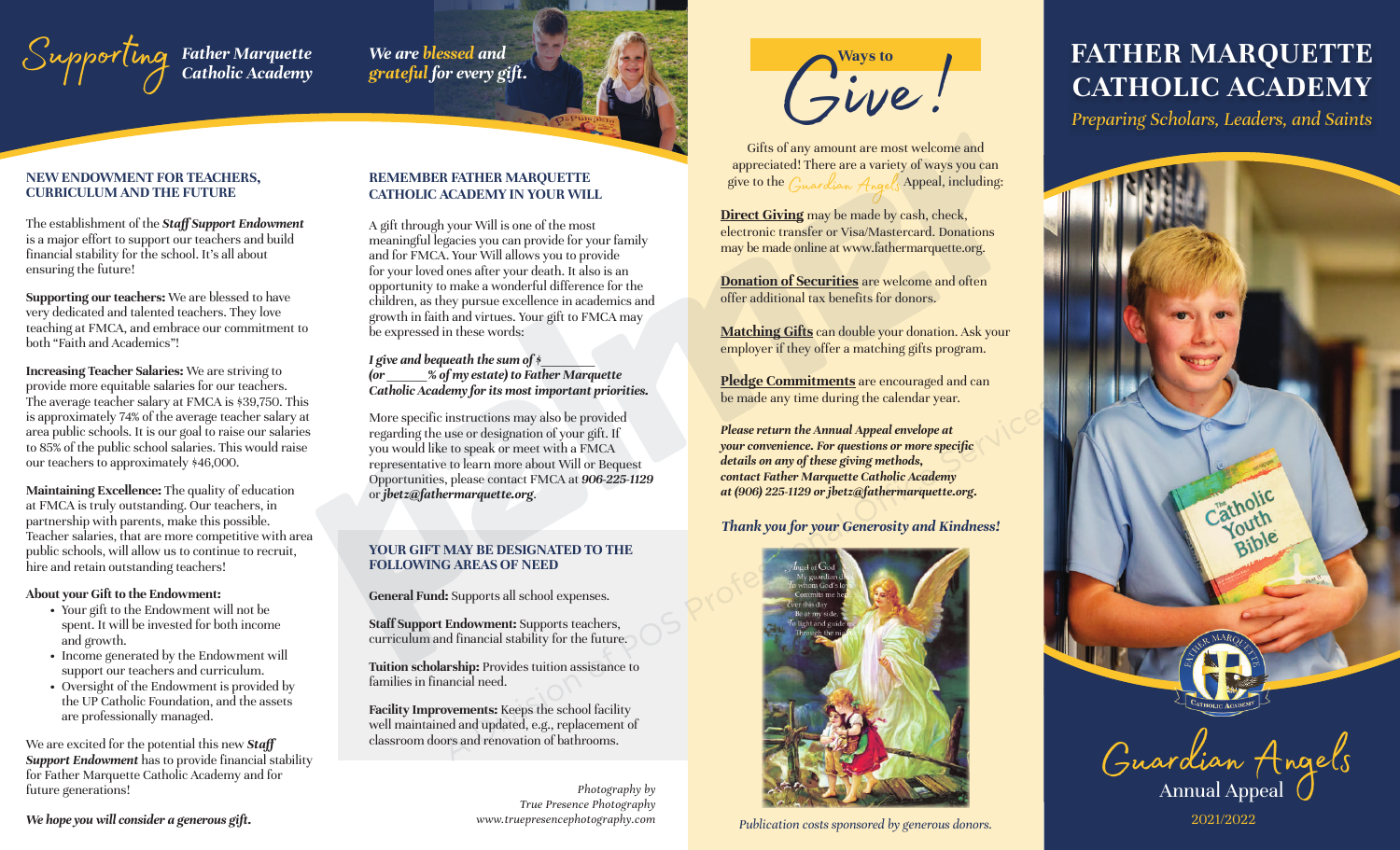# Supporting Father Marquette Catholic Academy

*We are **blessed** and **grateful** for every gift.*

## NEW ENDOWMENT FOR TEACHERS, CURRICULUM AND THE FUTURE

The establishment of the ***Staff Support Endowment*** is a major effort to support our teachers and build financial stability for the school. It's all about ensuring the future!

**Supporting our teachers:** We are blessed to have very dedicated and talented teachers. They love teaching at FMCA, and embrace our commitment to both "Faith and Academics"!

**Increasing Teacher Salaries:** We are striving to provide more equitable salaries for our teachers. The average teacher salary at FMCA is $39,750. This is approximately 74% of the average teacher salary at area public schools. It is our goal to raise our salaries to 85% of the public school salaries. This would raise our teachers to approximately $46,000.

**Maintaining Excellence:** The quality of education at FMCA is truly outstanding. Our teachers, in partnership with parents, make this possible. Teacher salaries, that are more competitive with area public schools, will allow us to continue to recruit, hire and retain outstanding teachers!

**About your Gift to the Endowment:**

- Your gift to the Endowment will not be spent. It will be invested for both income and growth.
- Income generated by the Endowment will support our teachers and curriculum.
- Oversight of the Endowment is provided by the UP Catholic Foundation, and the assets are professionally managed.

We are excited for the potential this new ***Staff Support Endowment*** has to provide financial stability for Father Marquette Catholic Academy and for future generations!

***We hope you will consider a generous gift.***

## REMEMBER FATHER MARQUETTE CATHOLIC ACADEMY IN YOUR WILL

A gift through your Will is one of the most meaningful legacies you can provide for your family and for FMCA. Your Will allows you to provide for your loved ones after your death. It also is an opportunity to make a wonderful difference for the children, as they pursue excellence in academics and growth in faith and virtues. Your gift to FMCA may be expressed in these words:

***I give and bequeath the sum of $\_\_\_\_\_\_\_\_ (or \_\_\_\_\_\_% of my estate) to Father Marquette Catholic Academy for its most important priorities.***

More specific instructions may also be provided regarding the use or designation of your gift. If you would like to speak or meet with a FMCA representative to learn more about Will or Bequest Opportunities, please contact FMCA at ***906-225-1129*** or ***jbetz@fathermarquette.org***.

## YOUR GIFT MAY BE DESIGNATED TO THE FOLLOWING AREAS OF NEED

**General Fund:** Supports all school expenses.

**Staff Support Endowment:** Supports teachers, curriculum and financial stability for the future.

**Tuition scholarship:** Provides tuition assistance to families in financial need.

**Facility Improvements:** Keeps the school facility well maintained and updated, e.g., replacement of classroom doors and renovation of bathrooms.

*Photography by True Presence Photography www.truepresencephotography.com*

## Ways to Give!

Gifts of any amount are most welcome and appreciated! There are a variety of ways you can give to the *Guardian Angels* Appeal, including:

**Direct Giving** may be made by cash, check, electronic transfer or Visa/Mastercard. Donations may be made online at www.fathermarquette.org.

**Donation of Securities** are welcome and often offer additional tax benefits for donors.

**Matching Gifts** can double your donation. Ask your employer if they offer a matching gifts program.

**Pledge Commitments** are encouraged and can be made any time during the calendar year.

***Please return the Annual Appeal envelope at your convenience. For questions or more specific details on any of these giving methods, contact Father Marquette Catholic Academy at (906) 225-1129 or jbetz@fathermarquette.org.***

***Thank you for your Generosity and Kindness!***

*Publication costs sponsored by generous donors.*

# FATHER MARQUETTE CATHOLIC ACADEMY

*Preparing Scholars, Leaders, and Saints*

## Guardian Angels Annual Appeal

2021/2022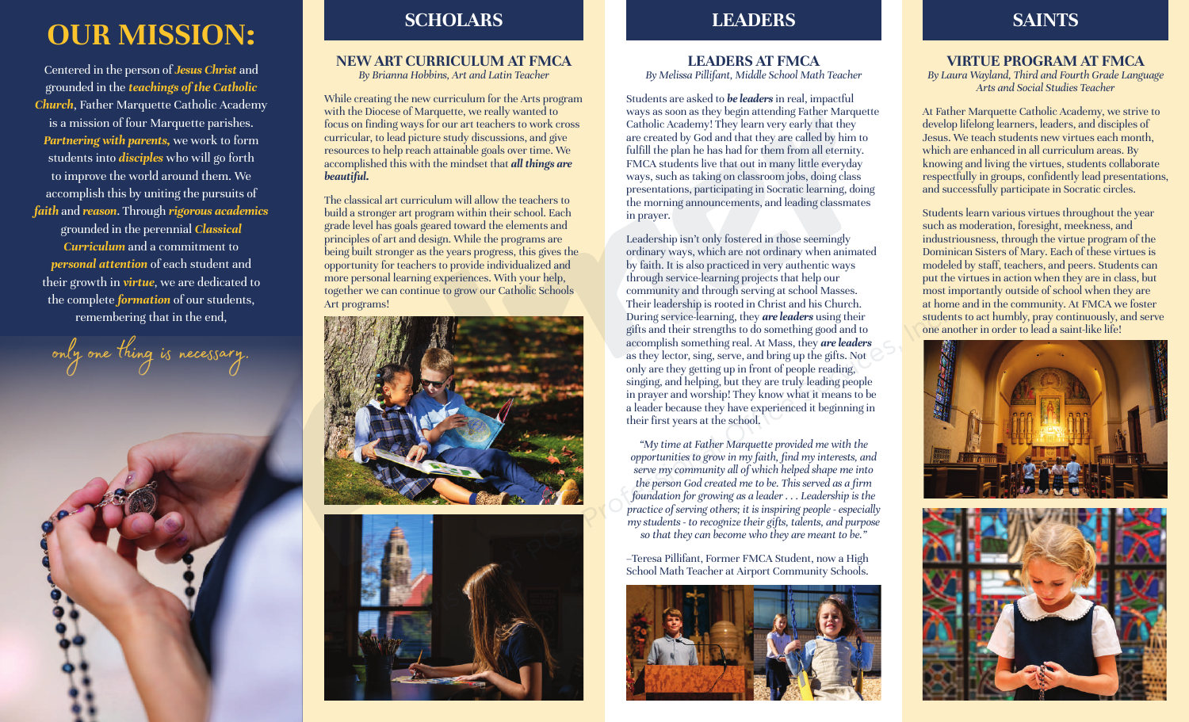# OUR MISSION:

Centered in the person of ***Jesus Christ*** and grounded in the ***teachings of the Catholic Church***, Father Marquette Catholic Academy is a mission of four Marquette parishes. ***Partnering with parents***, we work to form students into ***disciples*** who will go forth to improve the world around them. We accomplish this by uniting the pursuits of ***faith*** and ***reason***. Through ***rigorous academics*** grounded in the perennial ***Classical Curriculum*** and a commitment to ***personal attention*** of each student and their growth in ***virtue***, we are dedicated to the complete ***formation*** of our students, remembering that in the end,

*only one thing is necessary.*

## SCHOLARS

### NEW ART CURRICULUM AT FMCA

*By Brianna Hobbins, Art and Latin Teacher*

While creating the new curriculum for the Arts program with the Diocese of Marquette, we really wanted to focus on finding ways for our art teachers to work cross curricular, to lead picture study discussions, and give resources to help reach attainable goals over time. We accomplished this with the mindset that ***all things are beautiful.***

The classical art curriculum will allow the teachers to build a stronger art program within their school. Each grade level has goals geared toward the elements and principles of art and design. While the programs are being built stronger as the years progress, this gives the opportunity for teachers to provide individualized and more personal learning experiences. With your help, together we can continue to grow our Catholic Schools Art programs!

## LEADERS

### LEADERS AT FMCA

*By Melissa Pillifant, Middle School Math Teacher*

Students are asked to ***be leaders*** in real, impactful ways as soon as they begin attending Father Marquette Catholic Academy! They learn very early that they are created by God and that they are called by him to fulfill the plan he has had for them from all eternity. FMCA students live that out in many little everyday ways, such as taking on classroom jobs, doing class presentations, participating in Socratic learning, doing the morning announcements, and leading classmates in prayer.

Leadership isn't only fostered in those seemingly ordinary ways, which are not ordinary when animated by faith. It is also practiced in very authentic ways through service-learning projects that help our community and through serving at school Masses. Their leadership is rooted in Christ and his Church. During service-learning, they ***are leaders*** using their gifts and their strengths to do something good and to accomplish something real. At Mass, they ***are leaders*** as they lector, sing, serve, and bring up the gifts. Not only are they getting up in front of people reading, singing, and helping, but they are truly leading people in prayer and worship! They know what it means to be a leader because they have experienced it beginning in their first years at the school.

*"My time at Father Marquette provided me with the opportunities to grow in my faith, find my interests, and serve my community all of which helped shape me into the person God created me to be. This served as a firm foundation for growing as a leader . . . Leadership is the practice of serving others; it is inspiring people - especially my students - to recognize their gifts, talents, and purpose so that they can become who they are meant to be."*

–Teresa Pillifant, Former FMCA Student, now a High School Math Teacher at Airport Community Schools.

## SAINTS

### VIRTUE PROGRAM AT FMCA

*By Laura Wayland, Third and Fourth Grade Language Arts and Social Studies Teacher*

At Father Marquette Catholic Academy, we strive to develop lifelong learners, leaders, and disciples of Jesus. We teach students new virtues each month, which are enhanced in all curriculum areas. By knowing and living the virtues, students collaborate respectfully in groups, confidently lead presentations, and successfully participate in Socratic circles.

Students learn various virtues throughout the year such as moderation, foresight, meekness, and industriousness, through the virtue program of the Dominican Sisters of Mary. Each of these virtues is modeled by staff, teachers, and peers. Students can put the virtues in action when they are in class, but most importantly outside of school when they are at home and in the community. At FMCA we foster students to act humbly, pray continuously, and serve one another in order to lead a saint-like life!